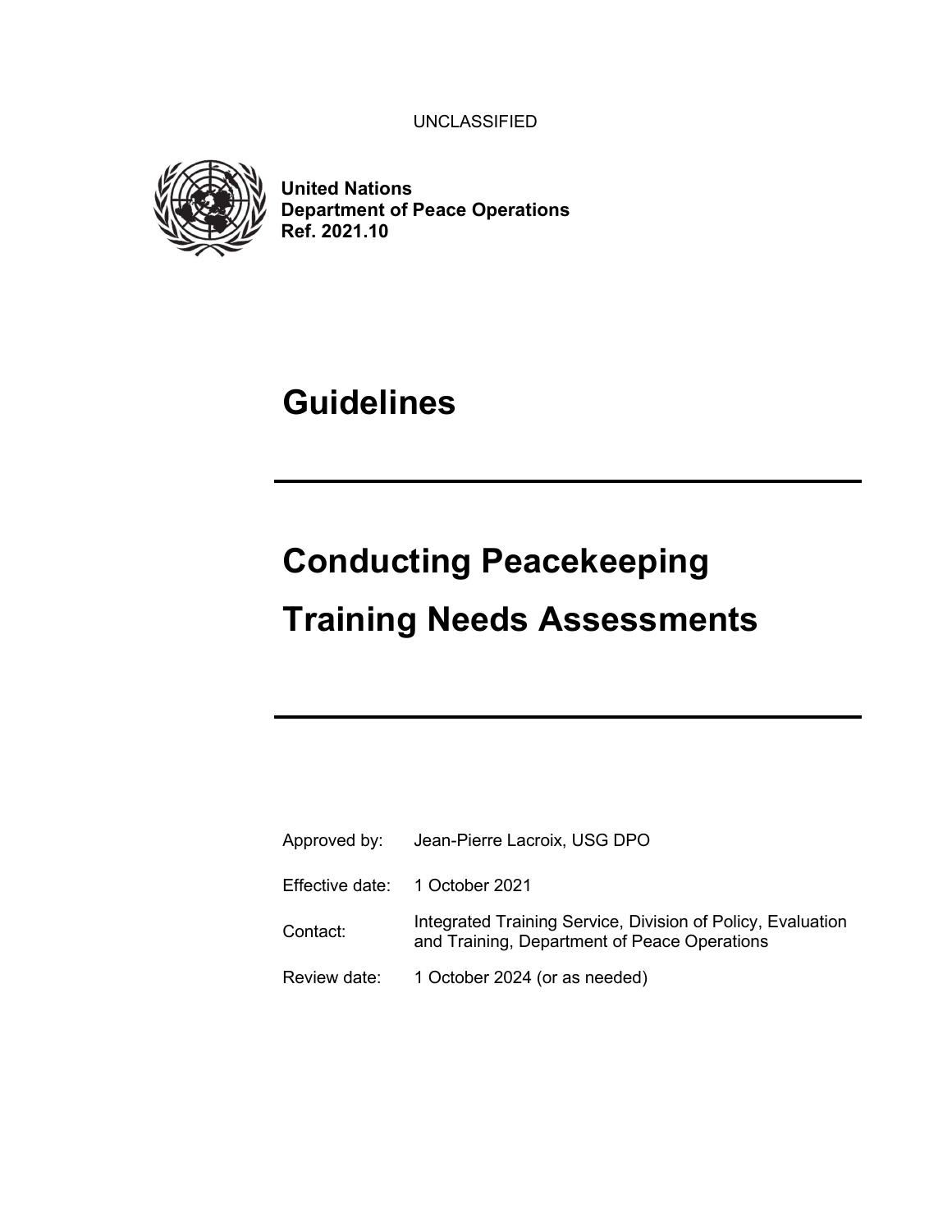UNCLASSIFIED

**United Nations**
**Department of Peace Operations**
**Ref. 2021.10**

# Guidelines

# Conducting Peacekeeping Training Needs Assessments

| | |
|---|---|
| Approved by: | Jean-Pierre Lacroix, USG DPO |
| Effective date: | 1 October 2021 |
| Contact: | Integrated Training Service, Division of Policy, Evaluation and Training, Department of Peace Operations |
| Review date: | 1 October 2024 (or as needed) |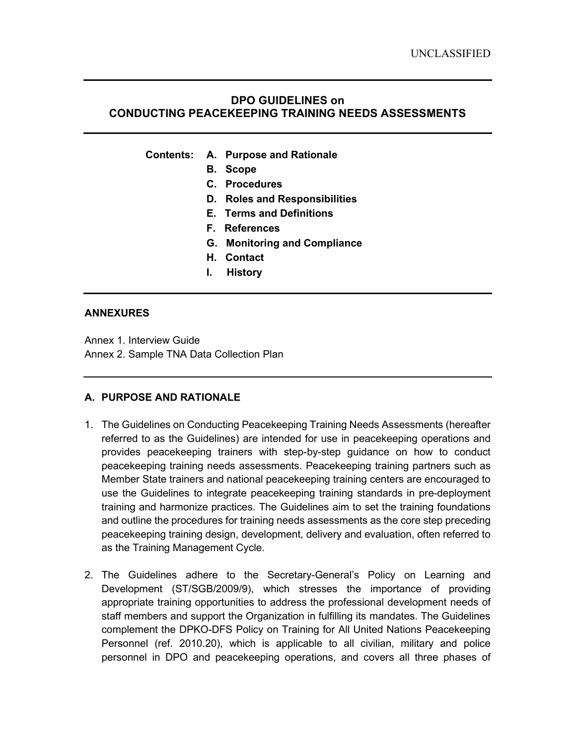UNCLASSIFIED

# DPO GUIDELINES on CONDUCTING PEACEKEEPING TRAINING NEEDS ASSESSMENTS

**Contents:**
- **A. Purpose and Rationale**
- **B. Scope**
- **C. Procedures**
- **D. Roles and Responsibilities**
- **E. Terms and Definitions**
- **F. References**
- **G. Monitoring and Compliance**
- **H. Contact**
- **I. History**

**ANNEXURES**

Annex 1. Interview Guide
Annex 2. Sample TNA Data Collection Plan

## A. PURPOSE AND RATIONALE

1. The Guidelines on Conducting Peacekeeping Training Needs Assessments (hereafter referred to as the Guidelines) are intended for use in peacekeeping operations and provides peacekeeping trainers with step-by-step guidance on how to conduct peacekeeping training needs assessments. Peacekeeping training partners such as Member State trainers and national peacekeeping training centers are encouraged to use the Guidelines to integrate peacekeeping training standards in pre-deployment training and harmonize practices. The Guidelines aim to set the training foundations and outline the procedures for training needs assessments as the core step preceding peacekeeping training design, development, delivery and evaluation, often referred to as the Training Management Cycle.

2. The Guidelines adhere to the Secretary-General's Policy on Learning and Development (ST/SGB/2009/9), which stresses the importance of providing appropriate training opportunities to address the professional development needs of staff members and support the Organization in fulfilling its mandates. The Guidelines complement the DPKO-DFS Policy on Training for All United Nations Peacekeeping Personnel (ref. 2010.20), which is applicable to all civilian, military and police personnel in DPO and peacekeeping operations, and covers all three phases of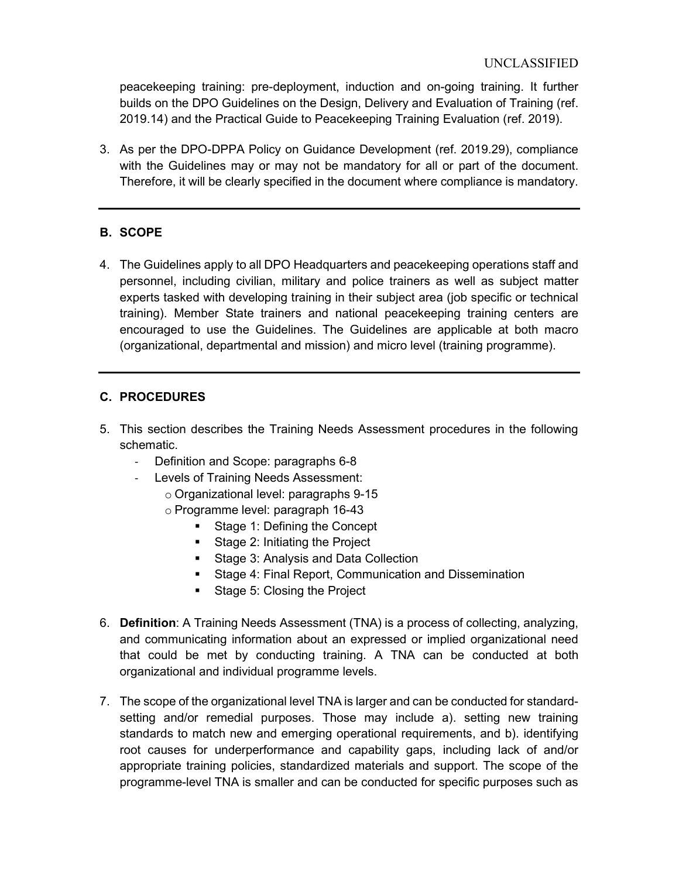peacekeeping training: pre-deployment, induction and on-going training. It further builds on the DPO Guidelines on the Design, Delivery and Evaluation of Training (ref. 2019.14) and the Practical Guide to Peacekeeping Training Evaluation (ref. 2019).

3. As per the DPO-DPPA Policy on Guidance Development (ref. 2019.29), compliance with the Guidelines may or may not be mandatory for all or part of the document. Therefore, it will be clearly specified in the document where compliance is mandatory.

---

## B. SCOPE

4. The Guidelines apply to all DPO Headquarters and peacekeeping operations staff and personnel, including civilian, military and police trainers as well as subject matter experts tasked with developing training in their subject area (job specific or technical training). Member State trainers and national peacekeeping training centers are encouraged to use the Guidelines. The Guidelines are applicable at both macro (organizational, departmental and mission) and micro level (training programme).

---

## C. PROCEDURES

5. This section describes the Training Needs Assessment procedures in the following schematic.
   - Definition and Scope: paragraphs 6-8
   - Levels of Training Needs Assessment:
     - Organizational level: paragraphs 9-15
     - Programme level: paragraph 16-43
       - Stage 1: Defining the Concept
       - Stage 2: Initiating the Project
       - Stage 3: Analysis and Data Collection
       - Stage 4: Final Report, Communication and Dissemination
       - Stage 5: Closing the Project

6. **Definition**: A Training Needs Assessment (TNA) is a process of collecting, analyzing, and communicating information about an expressed or implied organizational need that could be met by conducting training. A TNA can be conducted at both organizational and individual programme levels.

7. The scope of the organizational level TNA is larger and can be conducted for standard-setting and/or remedial purposes. Those may include a). setting new training standards to match new and emerging operational requirements, and b). identifying root causes for underperformance and capability gaps, including lack of and/or appropriate training policies, standardized materials and support. The scope of the programme-level TNA is smaller and can be conducted for specific purposes such as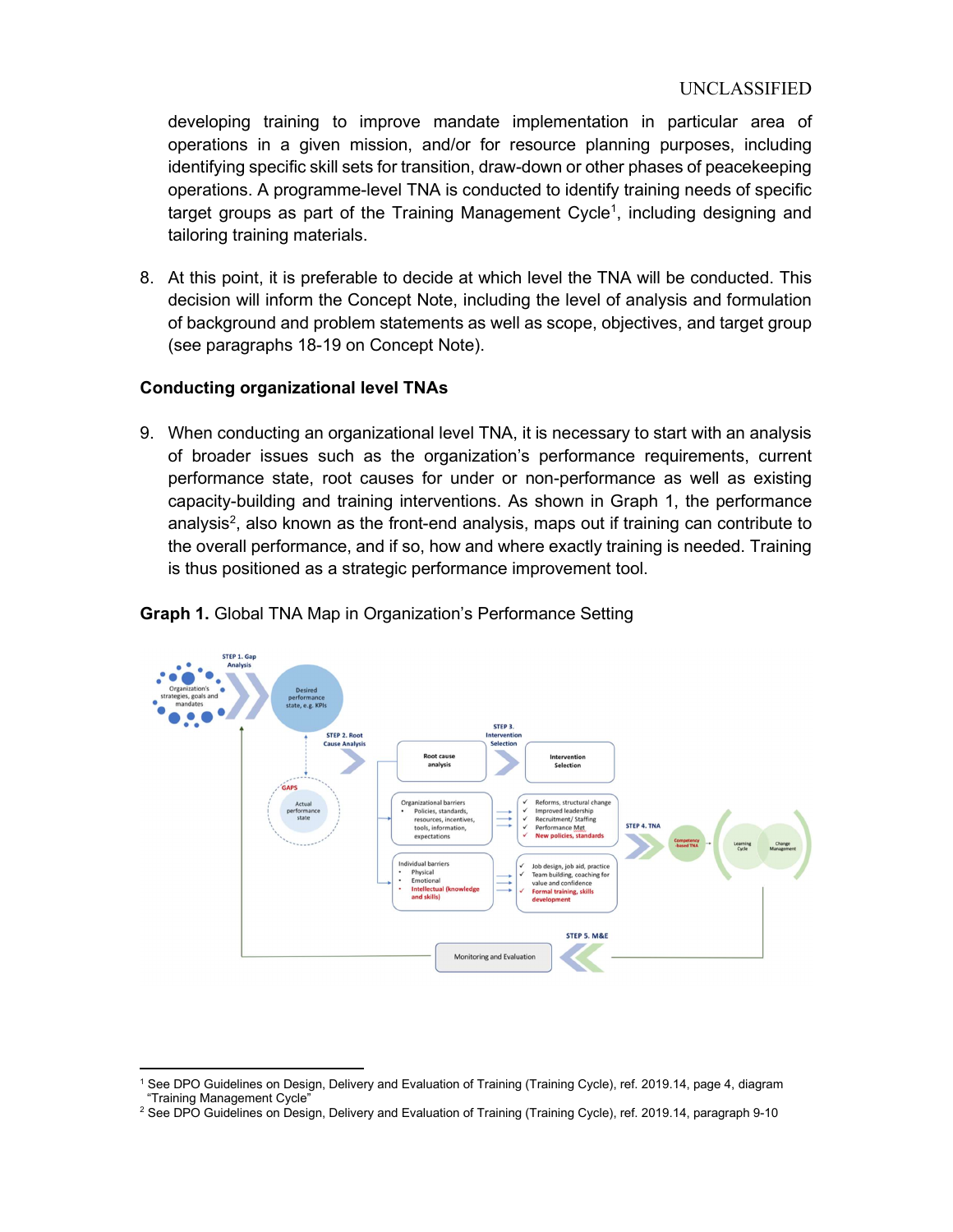developing training to improve mandate implementation in particular area of operations in a given mission, and/or for resource planning purposes, including identifying specific skill sets for transition, draw-down or other phases of peacekeeping operations. A programme-level TNA is conducted to identify training needs of specific target groups as part of the Training Management Cycle[1], including designing and tailoring training materials.

8. At this point, it is preferable to decide at which level the TNA will be conducted. This decision will inform the Concept Note, including the level of analysis and formulation of background and problem statements as well as scope, objectives, and target group (see paragraphs 18-19 on Concept Note).

### Conducting organizational level TNAs

9. When conducting an organizational level TNA, it is necessary to start with an analysis of broader issues such as the organization's performance requirements, current performance state, root causes for under or non-performance as well as existing capacity-building and training interventions. As shown in Graph 1, the performance analysis[2], also known as the front-end analysis, maps out if training can contribute to the overall performance, and if so, how and where exactly training is needed. Training is thus positioned as a strategic performance improvement tool.

**Graph 1.** Global TNA Map in Organization's Performance Setting

STEP 1. Gap Analysis

Organization's strategies, goals and mandates

Desired performance state, e.g. KPIs

GAPS

Actual performance state

STEP 2. Root Cause Analysis

Root cause analysis

Organizational barriers
- Policies, standards, resources, incentives, tools, information, expectations

Individual barriers
- Physical
- Emotional
- Intellectual (knowledge and skills)

STEP 3. Intervention Selection

Intervention Selection

- ✓ Reforms, structural change
- ✓ Improved leadership
- ✓ Recruitment/ Staffing
- ✓ Performance Mgt
- ✓ New policies, standards

- ✓ Job design, job aid, practice
- ✓ Team building, coaching for value and confidence
- ✓ Formal training, skills development

STEP 4. TNA

Competency-based TNA

Learning Cycle

Change Management

STEP 5. M&E

Monitoring and Evaluation

---

[1] See DPO Guidelines on Design, Delivery and Evaluation of Training (Training Cycle), ref. 2019.14, page 4, diagram "Training Management Cycle"

[2] See DPO Guidelines on Design, Delivery and Evaluation of Training (Training Cycle), ref. 2019.14, paragraph 9-10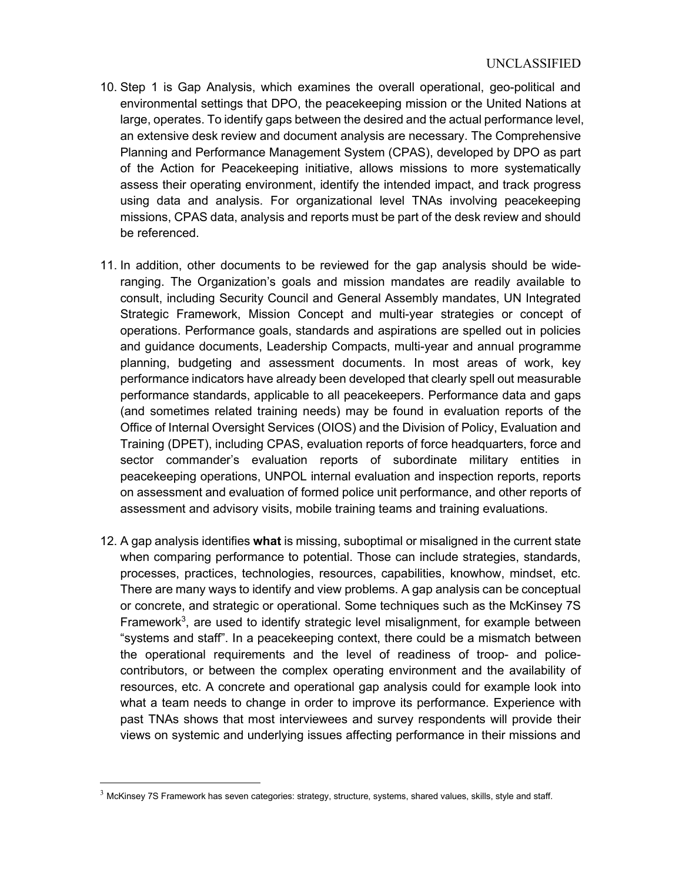10. Step 1 is Gap Analysis, which examines the overall operational, geo-political and environmental settings that DPO, the peacekeeping mission or the United Nations at large, operates. To identify gaps between the desired and the actual performance level, an extensive desk review and document analysis are necessary. The Comprehensive Planning and Performance Management System (CPAS), developed by DPO as part of the Action for Peacekeeping initiative, allows missions to more systematically assess their operating environment, identify the intended impact, and track progress using data and analysis. For organizational level TNAs involving peacekeeping missions, CPAS data, analysis and reports must be part of the desk review and should be referenced.

11. In addition, other documents to be reviewed for the gap analysis should be wide-ranging. The Organization's goals and mission mandates are readily available to consult, including Security Council and General Assembly mandates, UN Integrated Strategic Framework, Mission Concept and multi-year strategies or concept of operations. Performance goals, standards and aspirations are spelled out in policies and guidance documents, Leadership Compacts, multi-year and annual programme planning, budgeting and assessment documents. In most areas of work, key performance indicators have already been developed that clearly spell out measurable performance standards, applicable to all peacekeepers. Performance data and gaps (and sometimes related training needs) may be found in evaluation reports of the Office of Internal Oversight Services (OIOS) and the Division of Policy, Evaluation and Training (DPET), including CPAS, evaluation reports of force headquarters, force and sector commander's evaluation reports of subordinate military entities in peacekeeping operations, UNPOL internal evaluation and inspection reports, reports on assessment and evaluation of formed police unit performance, and other reports of assessment and advisory visits, mobile training teams and training evaluations.

12. A gap analysis identifies **what** is missing, suboptimal or misaligned in the current state when comparing performance to potential. Those can include strategies, standards, processes, practices, technologies, resources, capabilities, knowhow, mindset, etc. There are many ways to identify and view problems. A gap analysis can be conceptual or concrete, and strategic or operational. Some techniques such as the McKinsey 7S Framework[3], are used to identify strategic level misalignment, for example between "systems and staff". In a peacekeeping context, there could be a mismatch between the operational requirements and the level of readiness of troop- and police-contributors, or between the complex operating environment and the availability of resources, etc. A concrete and operational gap analysis could for example look into what a team needs to change in order to improve its performance. Experience with past TNAs shows that most interviewees and survey respondents will provide their views on systemic and underlying issues affecting performance in their missions and

[3] McKinsey 7S Framework has seven categories: strategy, structure, systems, shared values, skills, style and staff.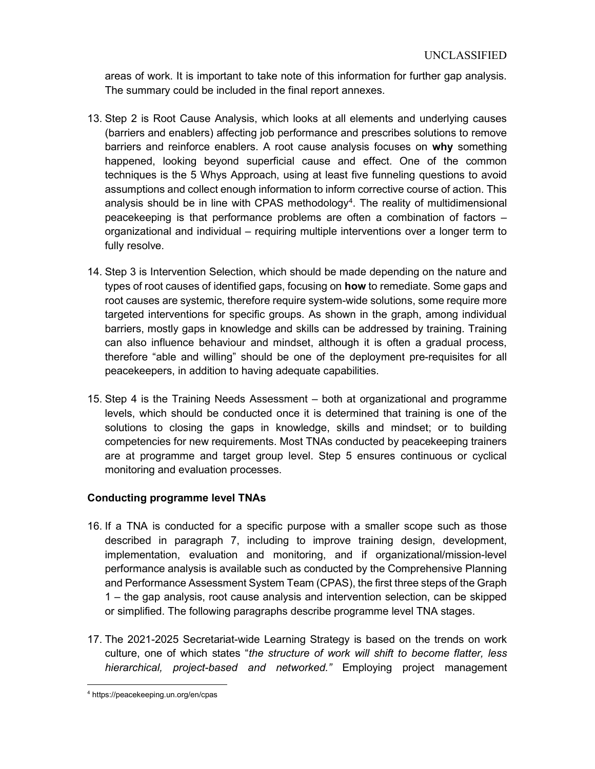areas of work. It is important to take note of this information for further gap analysis. The summary could be included in the final report annexes.

13. Step 2 is Root Cause Analysis, which looks at all elements and underlying causes (barriers and enablers) affecting job performance and prescribes solutions to remove barriers and reinforce enablers. A root cause analysis focuses on **why** something happened, looking beyond superficial cause and effect. One of the common techniques is the 5 Whys Approach, using at least five funneling questions to avoid assumptions and collect enough information to inform corrective course of action. This analysis should be in line with CPAS methodology[4]. The reality of multidimensional peacekeeping is that performance problems are often a combination of factors – organizational and individual – requiring multiple interventions over a longer term to fully resolve.

14. Step 3 is Intervention Selection, which should be made depending on the nature and types of root causes of identified gaps, focusing on **how** to remediate. Some gaps and root causes are systemic, therefore require system-wide solutions, some require more targeted interventions for specific groups. As shown in the graph, among individual barriers, mostly gaps in knowledge and skills can be addressed by training. Training can also influence behaviour and mindset, although it is often a gradual process, therefore "able and willing" should be one of the deployment pre-requisites for all peacekeepers, in addition to having adequate capabilities.

15. Step 4 is the Training Needs Assessment – both at organizational and programme levels, which should be conducted once it is determined that training is one of the solutions to closing the gaps in knowledge, skills and mindset; or to building competencies for new requirements. Most TNAs conducted by peacekeeping trainers are at programme and target group level. Step 5 ensures continuous or cyclical monitoring and evaluation processes.

**Conducting programme level TNAs**

16. If a TNA is conducted for a specific purpose with a smaller scope such as those described in paragraph 7, including to improve training design, development, implementation, evaluation and monitoring, and if organizational/mission-level performance analysis is available such as conducted by the Comprehensive Planning and Performance Assessment System Team (CPAS), the first three steps of the Graph 1 – the gap analysis, root cause analysis and intervention selection, can be skipped or simplified. The following paragraphs describe programme level TNA stages.

17. The 2021-2025 Secretariat-wide Learning Strategy is based on the trends on work culture, one of which states "*the structure of work will shift to become flatter, less hierarchical, project-based and networked.*" Employing project management

[4] https://peacekeeping.un.org/en/cpas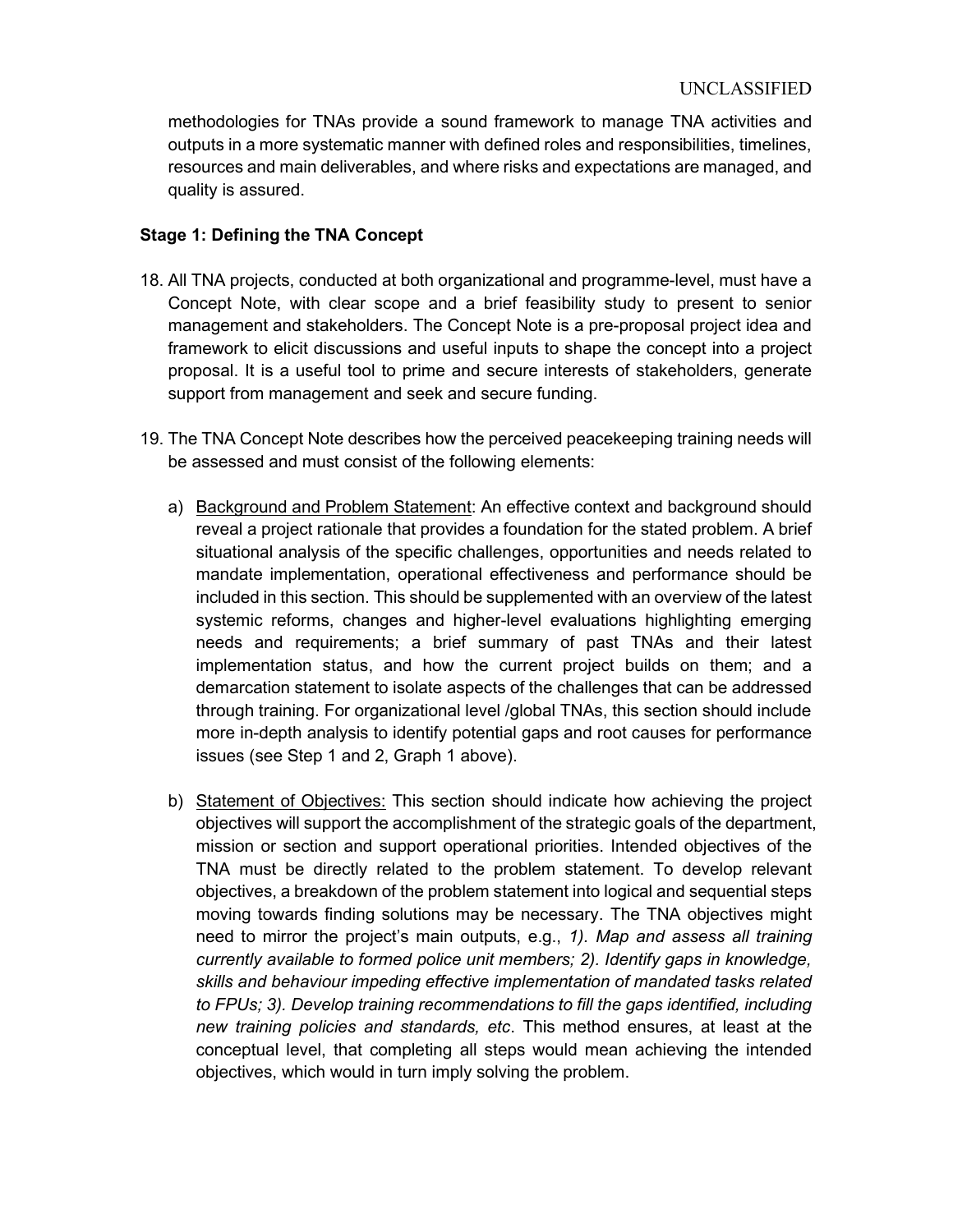methodologies for TNAs provide a sound framework to manage TNA activities and outputs in a more systematic manner with defined roles and responsibilities, timelines, resources and main deliverables, and where risks and expectations are managed, and quality is assured.

**Stage 1: Defining the TNA Concept**

18. All TNA projects, conducted at both organizational and programme-level, must have a Concept Note, with clear scope and a brief feasibility study to present to senior management and stakeholders. The Concept Note is a pre-proposal project idea and framework to elicit discussions and useful inputs to shape the concept into a project proposal. It is a useful tool to prime and secure interests of stakeholders, generate support from management and seek and secure funding.

19. The TNA Concept Note describes how the perceived peacekeeping training needs will be assessed and must consist of the following elements:

    a) <u>Background and Problem Statement</u>: An effective context and background should reveal a project rationale that provides a foundation for the stated problem. A brief situational analysis of the specific challenges, opportunities and needs related to mandate implementation, operational effectiveness and performance should be included in this section. This should be supplemented with an overview of the latest systemic reforms, changes and higher-level evaluations highlighting emerging needs and requirements; a brief summary of past TNAs and their latest implementation status, and how the current project builds on them; and a demarcation statement to isolate aspects of the challenges that can be addressed through training. For organizational level /global TNAs, this section should include more in-depth analysis to identify potential gaps and root causes for performance issues (see Step 1 and 2, Graph 1 above).

    b) <u>Statement of Objectives:</u> This section should indicate how achieving the project objectives will support the accomplishment of the strategic goals of the department, mission or section and support operational priorities. Intended objectives of the TNA must be directly related to the problem statement. To develop relevant objectives, a breakdown of the problem statement into logical and sequential steps moving towards finding solutions may be necessary. The TNA objectives might need to mirror the project's main outputs, e.g., *1). Map and assess all training currently available to formed police unit members; 2). Identify gaps in knowledge, skills and behaviour impeding effective implementation of mandated tasks related to FPUs; 3). Develop training recommendations to fill the gaps identified, including new training policies and standards, etc*. This method ensures, at least at the conceptual level, that completing all steps would mean achieving the intended objectives, which would in turn imply solving the problem.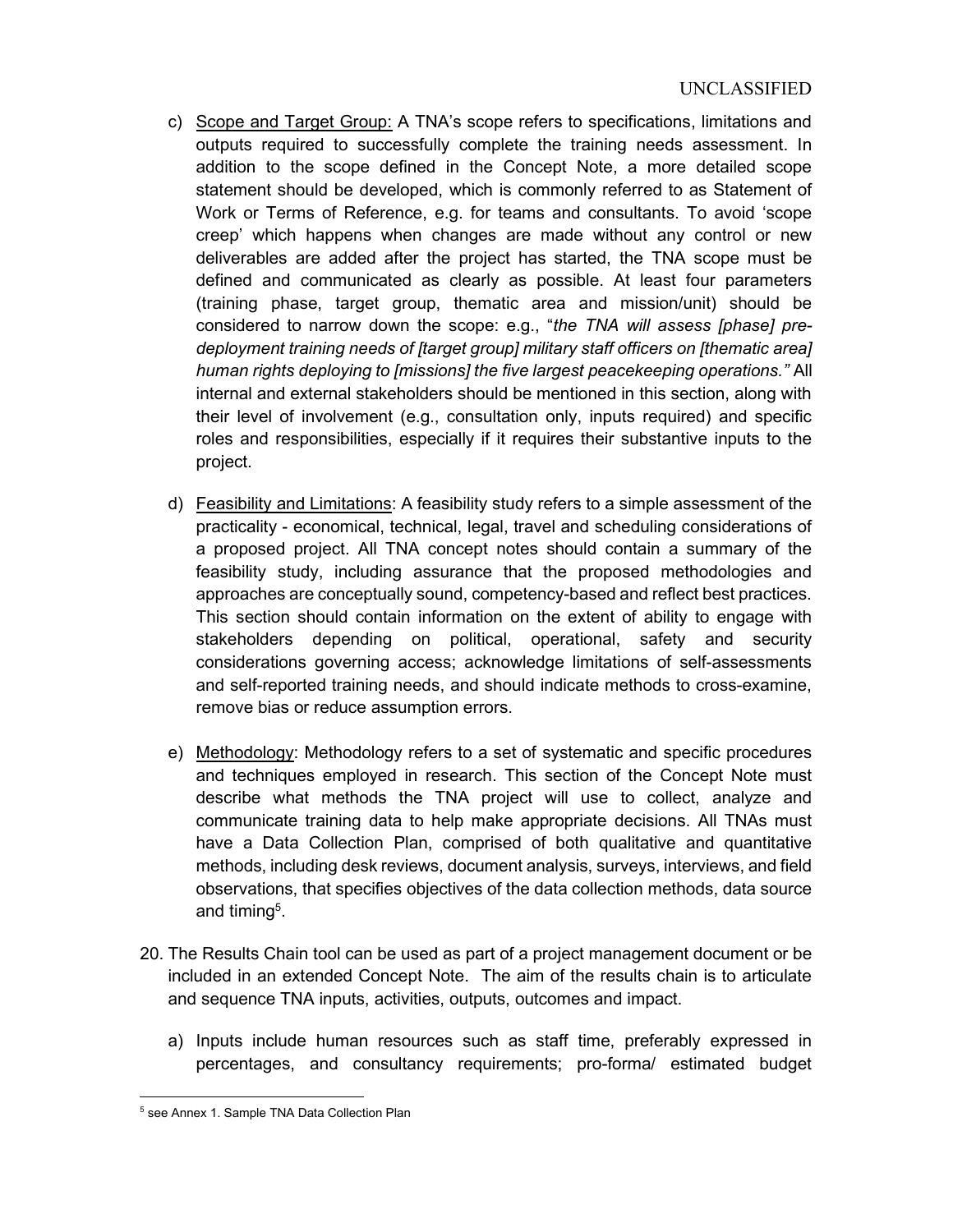c) <u>Scope and Target Group:</u> A TNA's scope refers to specifications, limitations and outputs required to successfully complete the training needs assessment. In addition to the scope defined in the Concept Note, a more detailed scope statement should be developed, which is commonly referred to as Statement of Work or Terms of Reference, e.g. for teams and consultants. To avoid 'scope creep' which happens when changes are made without any control or new deliverables are added after the project has started, the TNA scope must be defined and communicated as clearly as possible. At least four parameters (training phase, target group, thematic area and mission/unit) should be considered to narrow down the scope: e.g., "*the TNA will assess [phase] pre-deployment training needs of [target group] military staff officers on [thematic area] human rights deploying to [missions] the five largest peacekeeping operations.*" All internal and external stakeholders should be mentioned in this section, along with their level of involvement (e.g., consultation only, inputs required) and specific roles and responsibilities, especially if it requires their substantive inputs to the project.

d) <u>Feasibility and Limitations</u>: A feasibility study refers to a simple assessment of the practicality - economical, technical, legal, travel and scheduling considerations of a proposed project. All TNA concept notes should contain a summary of the feasibility study, including assurance that the proposed methodologies and approaches are conceptually sound, competency-based and reflect best practices. This section should contain information on the extent of ability to engage with stakeholders depending on political, operational, safety and security considerations governing access; acknowledge limitations of self-assessments and self-reported training needs, and should indicate methods to cross-examine, remove bias or reduce assumption errors.

e) <u>Methodology</u>: Methodology refers to a set of systematic and specific procedures and techniques employed in research. This section of the Concept Note must describe what methods the TNA project will use to collect, analyze and communicate training data to help make appropriate decisions. All TNAs must have a Data Collection Plan, comprised of both qualitative and quantitative methods, including desk reviews, document analysis, surveys, interviews, and field observations, that specifies objectives of the data collection methods, data source and timing[5].

20. The Results Chain tool can be used as part of a project management document or be included in an extended Concept Note. The aim of the results chain is to articulate and sequence TNA inputs, activities, outputs, outcomes and impact.

a) Inputs include human resources such as staff time, preferably expressed in percentages, and consultancy requirements; pro-forma/ estimated budget

---

[5] see Annex 1. Sample TNA Data Collection Plan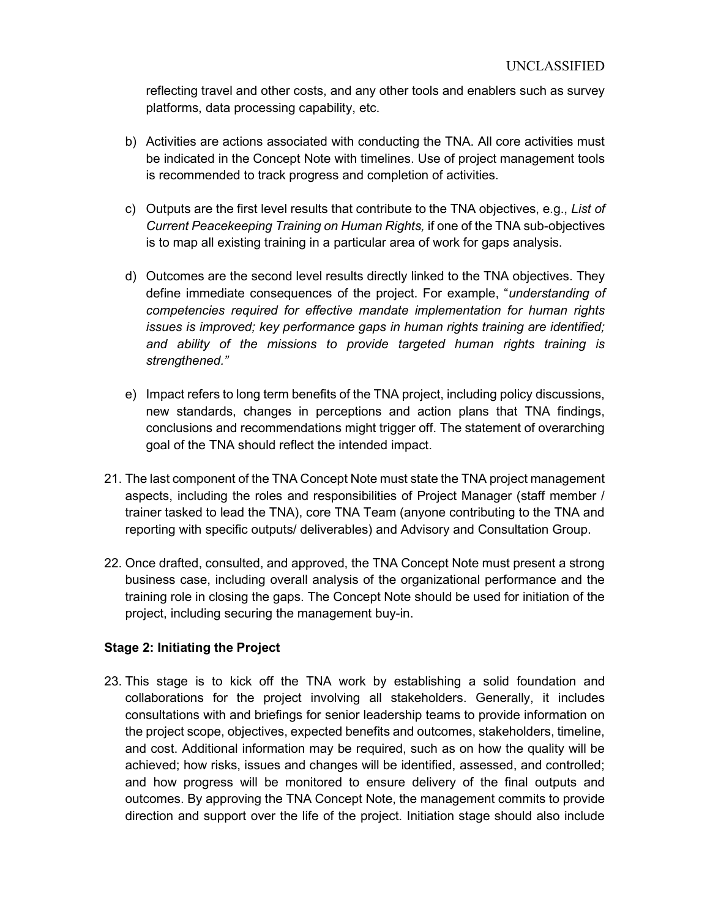reflecting travel and other costs, and any other tools and enablers such as survey platforms, data processing capability, etc.

b) Activities are actions associated with conducting the TNA. All core activities must be indicated in the Concept Note with timelines. Use of project management tools is recommended to track progress and completion of activities.

c) Outputs are the first level results that contribute to the TNA objectives, e.g., *List of Current Peacekeeping Training on Human Rights,* if one of the TNA sub-objectives is to map all existing training in a particular area of work for gaps analysis.

d) Outcomes are the second level results directly linked to the TNA objectives. They define immediate consequences of the project. For example, "*understanding of competencies required for effective mandate implementation for human rights issues is improved; key performance gaps in human rights training are identified; and ability of the missions to provide targeted human rights training is strengthened."*

e) Impact refers to long term benefits of the TNA project, including policy discussions, new standards, changes in perceptions and action plans that TNA findings, conclusions and recommendations might trigger off. The statement of overarching goal of the TNA should reflect the intended impact.

21. The last component of the TNA Concept Note must state the TNA project management aspects, including the roles and responsibilities of Project Manager (staff member / trainer tasked to lead the TNA), core TNA Team (anyone contributing to the TNA and reporting with specific outputs/ deliverables) and Advisory and Consultation Group.

22. Once drafted, consulted, and approved, the TNA Concept Note must present a strong business case, including overall analysis of the organizational performance and the training role in closing the gaps. The Concept Note should be used for initiation of the project, including securing the management buy-in.

**Stage 2: Initiating the Project**

23. This stage is to kick off the TNA work by establishing a solid foundation and collaborations for the project involving all stakeholders. Generally, it includes consultations with and briefings for senior leadership teams to provide information on the project scope, objectives, expected benefits and outcomes, stakeholders, timeline, and cost. Additional information may be required, such as on how the quality will be achieved; how risks, issues and changes will be identified, assessed, and controlled; and how progress will be monitored to ensure delivery of the final outputs and outcomes. By approving the TNA Concept Note, the management commits to provide direction and support over the life of the project. Initiation stage should also include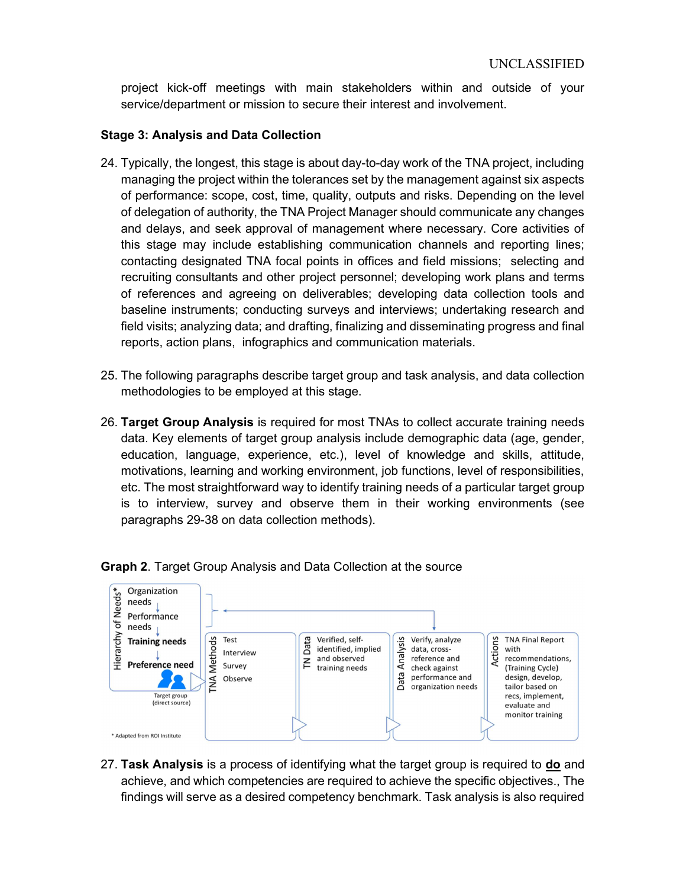project kick-off meetings with main stakeholders within and outside of your service/department or mission to secure their interest and involvement.

**Stage 3: Analysis and Data Collection**

24. Typically, the longest, this stage is about day-to-day work of the TNA project, including managing the project within the tolerances set by the management against six aspects of performance: scope, cost, time, quality, outputs and risks. Depending on the level of delegation of authority, the TNA Project Manager should communicate any changes and delays, and seek approval of management where necessary. Core activities of this stage may include establishing communication channels and reporting lines; contacting designated TNA focal points in offices and field missions; selecting and recruiting consultants and other project personnel; developing work plans and terms of references and agreeing on deliverables; developing data collection tools and baseline instruments; conducting surveys and interviews; undertaking research and field visits; analyzing data; and drafting, finalizing and disseminating progress and final reports, action plans, infographics and communication materials.

25. The following paragraphs describe target group and task analysis, and data collection methodologies to be employed at this stage.

26. **Target Group Analysis** is required for most TNAs to collect accurate training needs data. Key elements of target group analysis include demographic data (age, gender, education, language, experience, etc.), level of knowledge and skills, attitude, motivations, learning and working environment, job functions, level of responsibilities, etc. The most straightforward way to identify training needs of a particular target group is to interview, survey and observe them in their working environments (see paragraphs 29-38 on data collection methods).

**Graph 2**. Target Group Analysis and Data Collection at the source

Hierarchy of Needs*
Organization needs
Performance needs
Training needs
Preference need
Target group (direct source)

TNA Methods
Test
Interview
Survey
Observe

TN Data
Verified, self-identified, implied and observed training needs

Data Analysis
Verify, analyze data, cross-reference and check against performance and organization needs

Actions
TNA Final Report with recommendations, (Training Cycle) design, develop, tailor based on recs, implement, evaluate and monitor training

* Adapted from ROI Institute

27. **Task Analysis** is a process of identifying what the target group is required to **do** and achieve, and which competencies are required to achieve the specific objectives., The findings will serve as a desired competency benchmark. Task analysis is also required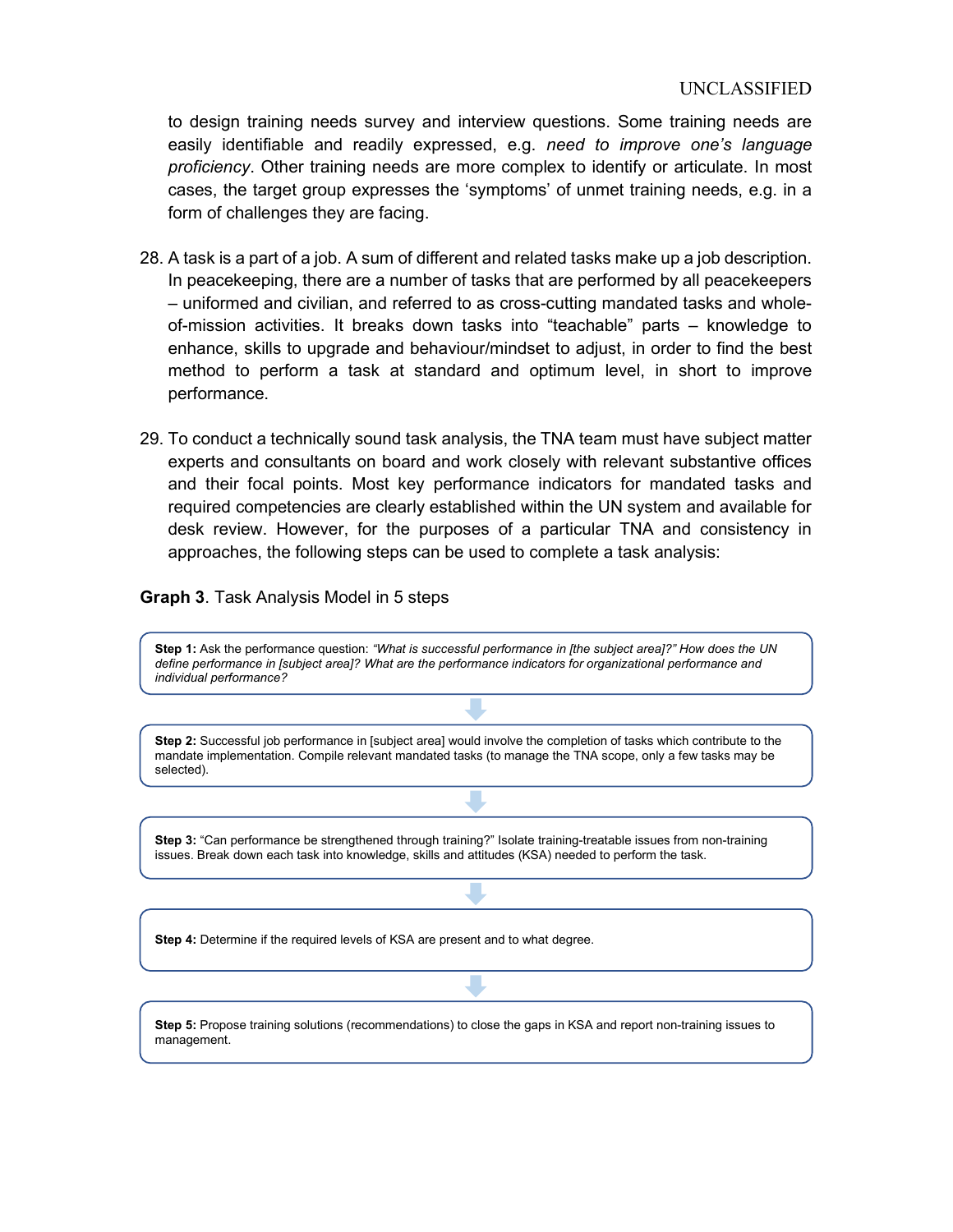to design training needs survey and interview questions. Some training needs are easily identifiable and readily expressed, e.g. *need to improve one's language proficiency*. Other training needs are more complex to identify or articulate. In most cases, the target group expresses the 'symptoms' of unmet training needs, e.g. in a form of challenges they are facing.

28. A task is a part of a job. A sum of different and related tasks make up a job description. In peacekeeping, there are a number of tasks that are performed by all peacekeepers – uniformed and civilian, and referred to as cross-cutting mandated tasks and whole-of-mission activities. It breaks down tasks into "teachable" parts – knowledge to enhance, skills to upgrade and behaviour/mindset to adjust, in order to find the best method to perform a task at standard and optimum level, in short to improve performance.

29. To conduct a technically sound task analysis, the TNA team must have subject matter experts and consultants on board and work closely with relevant substantive offices and their focal points. Most key performance indicators for mandated tasks and required competencies are clearly established within the UN system and available for desk review. However, for the purposes of a particular TNA and consistency in approaches, the following steps can be used to complete a task analysis:

**Graph 3**. Task Analysis Model in 5 steps

**Step 1:** Ask the performance question: *"What is successful performance in [the subject area]?" How does the UN define performance in [subject area]? What are the performance indicators for organizational performance and individual performance?*

**Step 2:** Successful job performance in [subject area] would involve the completion of tasks which contribute to the mandate implementation. Compile relevant mandated tasks (to manage the TNA scope, only a few tasks may be selected).

**Step 3:** "Can performance be strengthened through training?" Isolate training-treatable issues from non-training issues. Break down each task into knowledge, skills and attitudes (KSA) needed to perform the task.

**Step 4:** Determine if the required levels of KSA are present and to what degree.

**Step 5:** Propose training solutions (recommendations) to close the gaps in KSA and report non-training issues to management.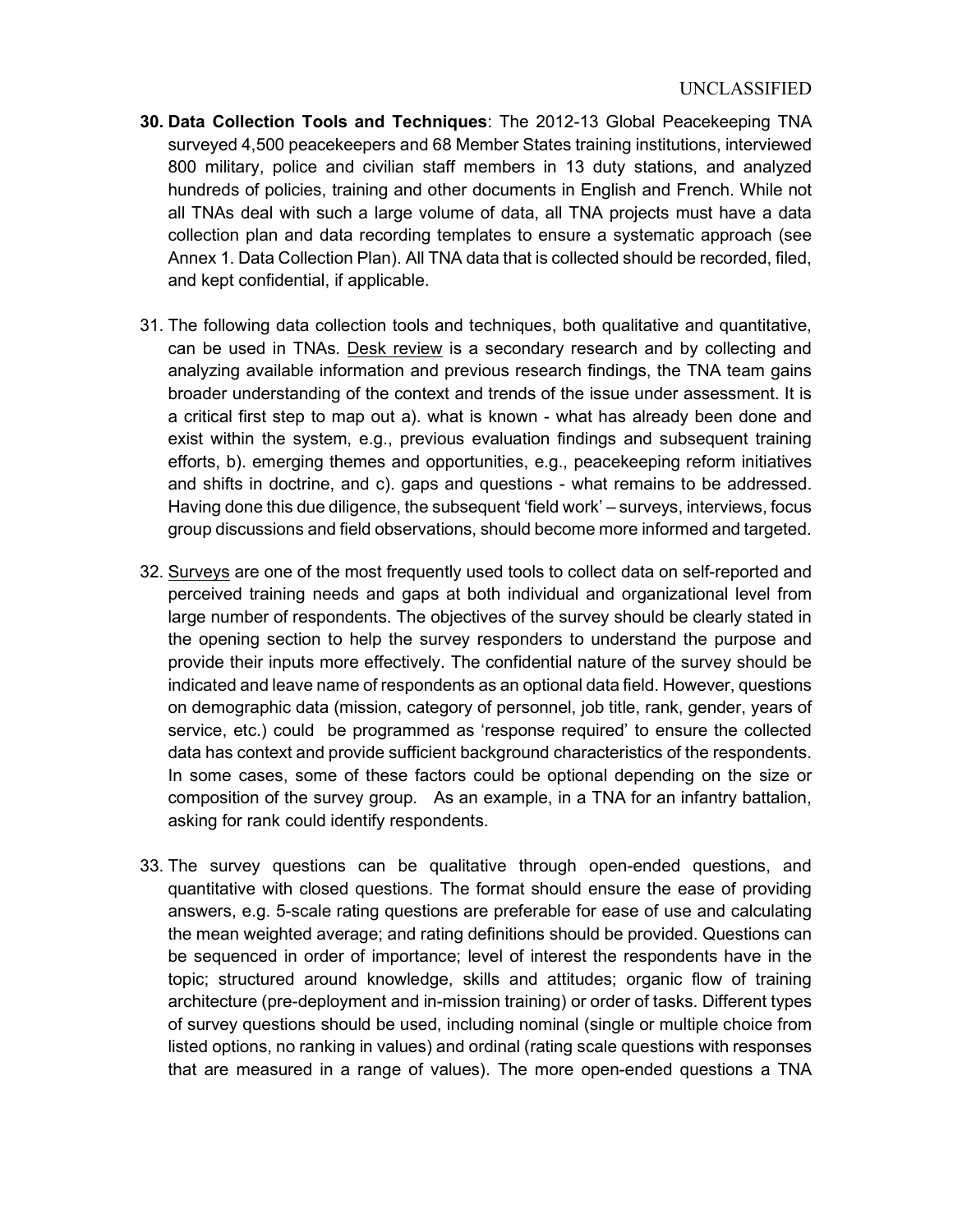30. **Data Collection Tools and Techniques**: The 2012-13 Global Peacekeeping TNA surveyed 4,500 peacekeepers and 68 Member States training institutions, interviewed 800 military, police and civilian staff members in 13 duty stations, and analyzed hundreds of policies, training and other documents in English and French. While not all TNAs deal with such a large volume of data, all TNA projects must have a data collection plan and data recording templates to ensure a systematic approach (see Annex 1. Data Collection Plan). All TNA data that is collected should be recorded, filed, and kept confidential, if applicable.

31. The following data collection tools and techniques, both qualitative and quantitative, can be used in TNAs. Desk review is a secondary research and by collecting and analyzing available information and previous research findings, the TNA team gains broader understanding of the context and trends of the issue under assessment. It is a critical first step to map out a). what is known - what has already been done and exist within the system, e.g., previous evaluation findings and subsequent training efforts, b). emerging themes and opportunities, e.g., peacekeeping reform initiatives and shifts in doctrine, and c). gaps and questions - what remains to be addressed. Having done this due diligence, the subsequent 'field work' – surveys, interviews, focus group discussions and field observations, should become more informed and targeted.

32. Surveys are one of the most frequently used tools to collect data on self-reported and perceived training needs and gaps at both individual and organizational level from large number of respondents. The objectives of the survey should be clearly stated in the opening section to help the survey responders to understand the purpose and provide their inputs more effectively. The confidential nature of the survey should be indicated and leave name of respondents as an optional data field. However, questions on demographic data (mission, category of personnel, job title, rank, gender, years of service, etc.) could be programmed as 'response required' to ensure the collected data has context and provide sufficient background characteristics of the respondents. In some cases, some of these factors could be optional depending on the size or composition of the survey group. As an example, in a TNA for an infantry battalion, asking for rank could identify respondents.

33. The survey questions can be qualitative through open-ended questions, and quantitative with closed questions. The format should ensure the ease of providing answers, e.g. 5-scale rating questions are preferable for ease of use and calculating the mean weighted average; and rating definitions should be provided. Questions can be sequenced in order of importance; level of interest the respondents have in the topic; structured around knowledge, skills and attitudes; organic flow of training architecture (pre-deployment and in-mission training) or order of tasks. Different types of survey questions should be used, including nominal (single or multiple choice from listed options, no ranking in values) and ordinal (rating scale questions with responses that are measured in a range of values). The more open-ended questions a TNA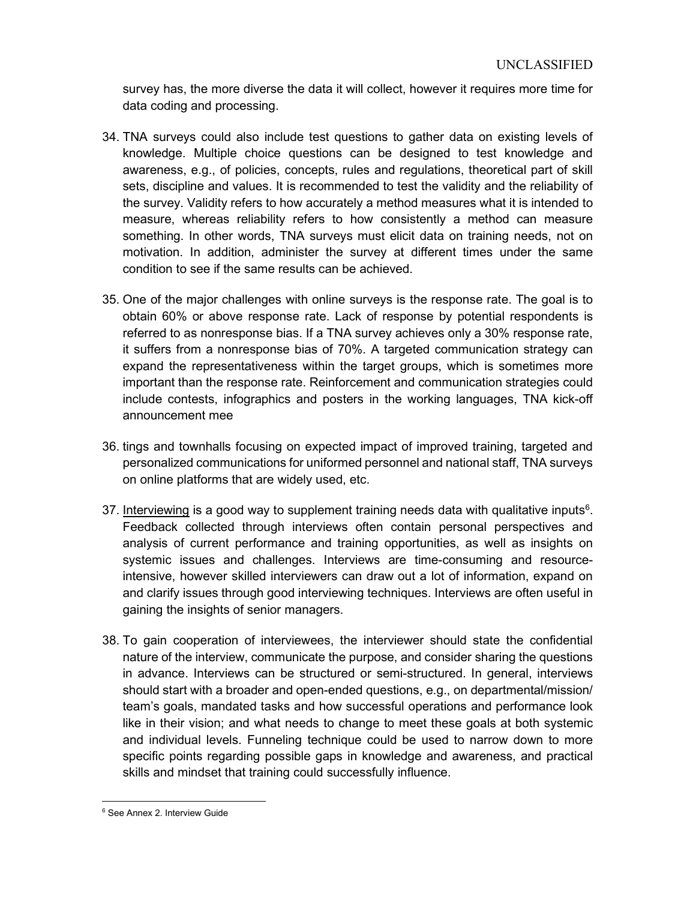survey has, the more diverse the data it will collect, however it requires more time for data coding and processing.

34. TNA surveys could also include test questions to gather data on existing levels of knowledge. Multiple choice questions can be designed to test knowledge and awareness, e.g., of policies, concepts, rules and regulations, theoretical part of skill sets, discipline and values. It is recommended to test the validity and the reliability of the survey. Validity refers to how accurately a method measures what it is intended to measure, whereas reliability refers to how consistently a method can measure something. In other words, TNA surveys must elicit data on training needs, not on motivation. In addition, administer the survey at different times under the same condition to see if the same results can be achieved.

35. One of the major challenges with online surveys is the response rate. The goal is to obtain 60% or above response rate. Lack of response by potential respondents is referred to as nonresponse bias. If a TNA survey achieves only a 30% response rate, it suffers from a nonresponse bias of 70%. A targeted communication strategy can expand the representativeness within the target groups, which is sometimes more important than the response rate. Reinforcement and communication strategies could include contests, infographics and posters in the working languages, TNA kick-off announcement mee

36. tings and townhalls focusing on expected impact of improved training, targeted and personalized communications for uniformed personnel and national staff, TNA surveys on online platforms that are widely used, etc.

37. Interviewing is a good way to supplement training needs data with qualitative inputs[6]. Feedback collected through interviews often contain personal perspectives and analysis of current performance and training opportunities, as well as insights on systemic issues and challenges. Interviews are time-consuming and resource-intensive, however skilled interviewers can draw out a lot of information, expand on and clarify issues through good interviewing techniques. Interviews are often useful in gaining the insights of senior managers.

38. To gain cooperation of interviewees, the interviewer should state the confidential nature of the interview, communicate the purpose, and consider sharing the questions in advance. Interviews can be structured or semi-structured. In general, interviews should start with a broader and open-ended questions, e.g., on departmental/mission/ team's goals, mandated tasks and how successful operations and performance look like in their vision; and what needs to change to meet these goals at both systemic and individual levels. Funneling technique could be used to narrow down to more specific points regarding possible gaps in knowledge and awareness, and practical skills and mindset that training could successfully influence.

[6] See Annex 2. Interview Guide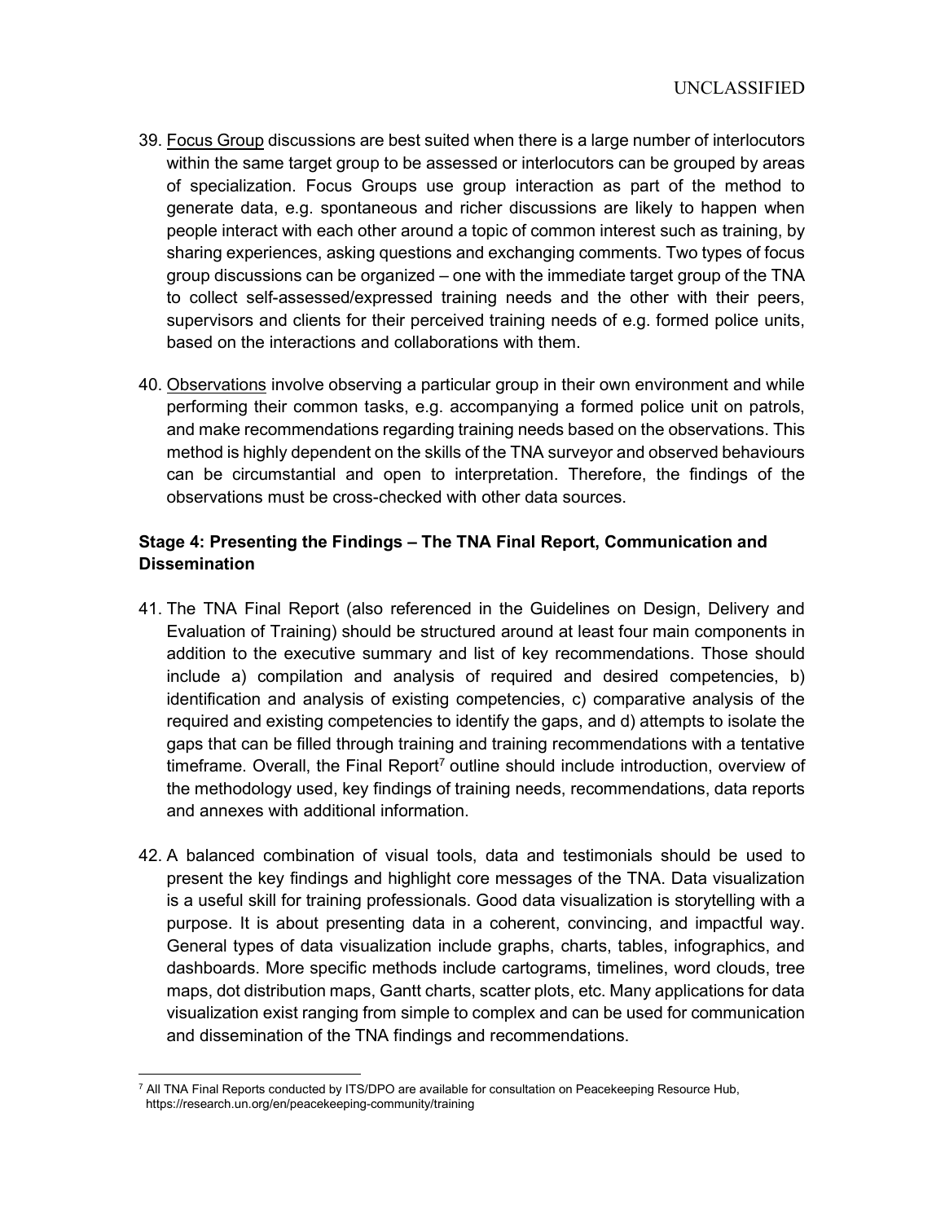39. Focus Group discussions are best suited when there is a large number of interlocutors within the same target group to be assessed or interlocutors can be grouped by areas of specialization. Focus Groups use group interaction as part of the method to generate data, e.g. spontaneous and richer discussions are likely to happen when people interact with each other around a topic of common interest such as training, by sharing experiences, asking questions and exchanging comments. Two types of focus group discussions can be organized – one with the immediate target group of the TNA to collect self-assessed/expressed training needs and the other with their peers, supervisors and clients for their perceived training needs of e.g. formed police units, based on the interactions and collaborations with them.

40. Observations involve observing a particular group in their own environment and while performing their common tasks, e.g. accompanying a formed police unit on patrols, and make recommendations regarding training needs based on the observations. This method is highly dependent on the skills of the TNA surveyor and observed behaviours can be circumstantial and open to interpretation. Therefore, the findings of the observations must be cross-checked with other data sources.

### Stage 4: Presenting the Findings – The TNA Final Report, Communication and Dissemination

41. The TNA Final Report (also referenced in the Guidelines on Design, Delivery and Evaluation of Training) should be structured around at least four main components in addition to the executive summary and list of key recommendations. Those should include a) compilation and analysis of required and desired competencies, b) identification and analysis of existing competencies, c) comparative analysis of the required and existing competencies to identify the gaps, and d) attempts to isolate the gaps that can be filled through training and training recommendations with a tentative timeframe. Overall, the Final Report[7] outline should include introduction, overview of the methodology used, key findings of training needs, recommendations, data reports and annexes with additional information.

42. A balanced combination of visual tools, data and testimonials should be used to present the key findings and highlight core messages of the TNA. Data visualization is a useful skill for training professionals. Good data visualization is storytelling with a purpose. It is about presenting data in a coherent, convincing, and impactful way. General types of data visualization include graphs, charts, tables, infographics, and dashboards. More specific methods include cartograms, timelines, word clouds, tree maps, dot distribution maps, Gantt charts, scatter plots, etc. Many applications for data visualization exist ranging from simple to complex and can be used for communication and dissemination of the TNA findings and recommendations.

[7] All TNA Final Reports conducted by ITS/DPO are available for consultation on Peacekeeping Resource Hub, https://research.un.org/en/peacekeeping-community/training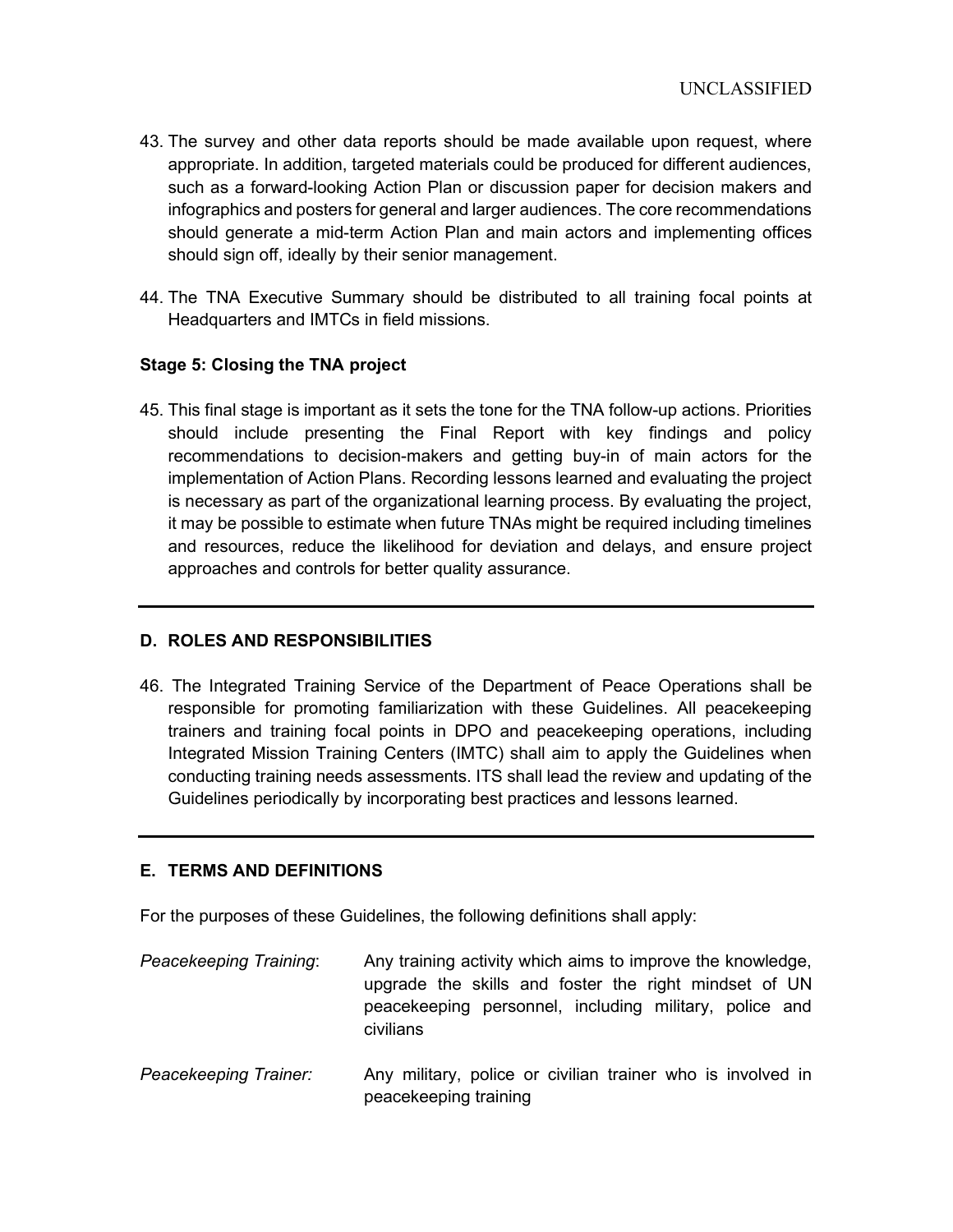43. The survey and other data reports should be made available upon request, where appropriate. In addition, targeted materials could be produced for different audiences, such as a forward-looking Action Plan or discussion paper for decision makers and infographics and posters for general and larger audiences. The core recommendations should generate a mid-term Action Plan and main actors and implementing offices should sign off, ideally by their senior management.

44. The TNA Executive Summary should be distributed to all training focal points at Headquarters and IMTCs in field missions.

**Stage 5: Closing the TNA project**

45. This final stage is important as it sets the tone for the TNA follow-up actions. Priorities should include presenting the Final Report with key findings and policy recommendations to decision-makers and getting buy-in of main actors for the implementation of Action Plans. Recording lessons learned and evaluating the project is necessary as part of the organizational learning process. By evaluating the project, it may be possible to estimate when future TNAs might be required including timelines and resources, reduce the likelihood for deviation and delays, and ensure project approaches and controls for better quality assurance.

---

## D. ROLES AND RESPONSIBILITIES

46. The Integrated Training Service of the Department of Peace Operations shall be responsible for promoting familiarization with these Guidelines. All peacekeeping trainers and training focal points in DPO and peacekeeping operations, including Integrated Mission Training Centers (IMTC) shall aim to apply the Guidelines when conducting training needs assessments. ITS shall lead the review and updating of the Guidelines periodically by incorporating best practices and lessons learned.

---

## E. TERMS AND DEFINITIONS

For the purposes of these Guidelines, the following definitions shall apply:

*Peacekeeping Training*: Any training activity which aims to improve the knowledge, upgrade the skills and foster the right mindset of UN peacekeeping personnel, including military, police and civilians

*Peacekeeping Trainer:* Any military, police or civilian trainer who is involved in peacekeeping training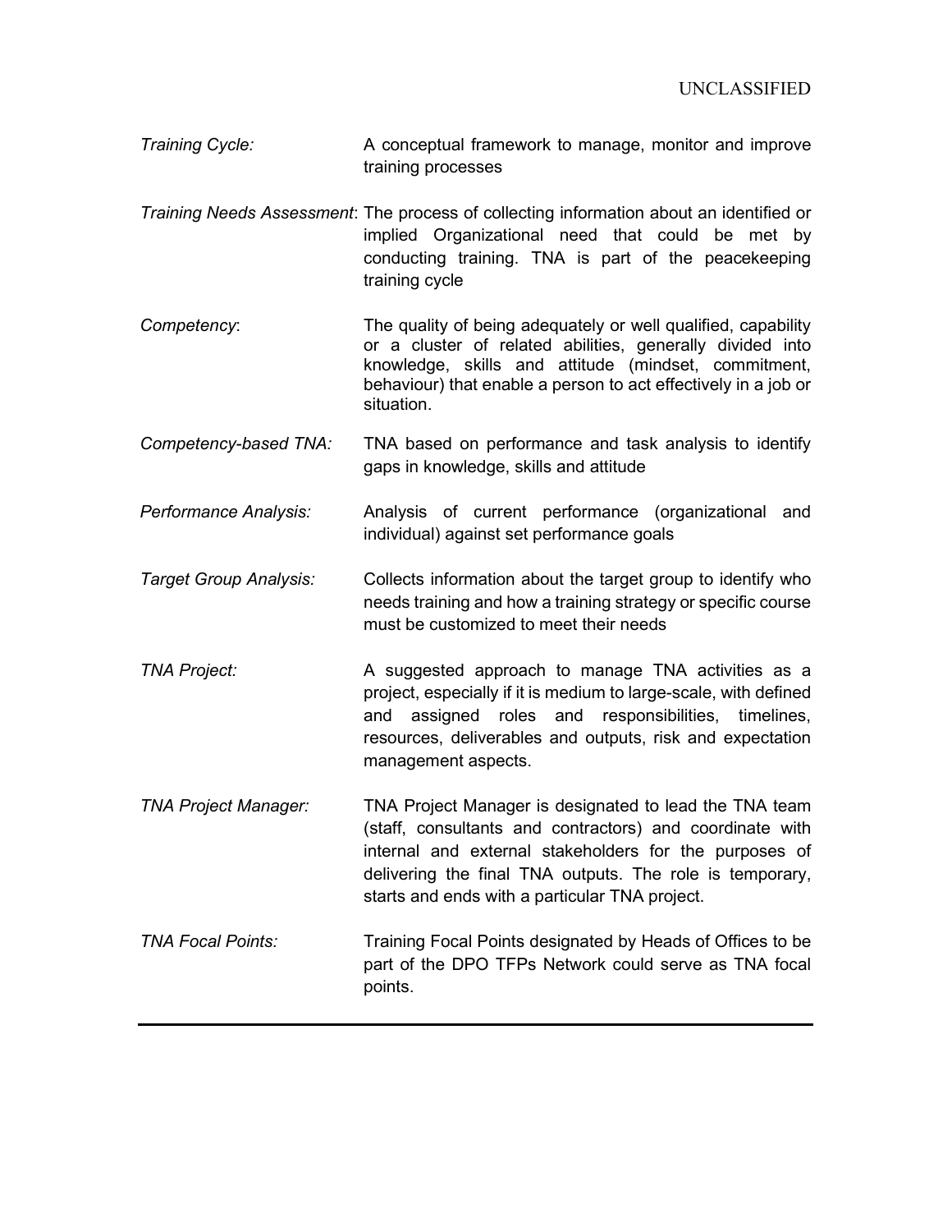*Training Cycle:* A conceptual framework to manage, monitor and improve training processes

*Training Needs Assessment*: The process of collecting information about an identified or implied Organizational need that could be met by conducting training. TNA is part of the peacekeeping training cycle

*Competency*: The quality of being adequately or well qualified, capability or a cluster of related abilities, generally divided into knowledge, skills and attitude (mindset, commitment, behaviour) that enable a person to act effectively in a job or situation.

*Competency-based TNA:* TNA based on performance and task analysis to identify gaps in knowledge, skills and attitude

*Performance Analysis:* Analysis of current performance (organizational and individual) against set performance goals

*Target Group Analysis:* Collects information about the target group to identify who needs training and how a training strategy or specific course must be customized to meet their needs

*TNA Project:* A suggested approach to manage TNA activities as a project, especially if it is medium to large-scale, with defined and assigned roles and responsibilities, timelines, resources, deliverables and outputs, risk and expectation management aspects.

*TNA Project Manager:* TNA Project Manager is designated to lead the TNA team (staff, consultants and contractors) and coordinate with internal and external stakeholders for the purposes of delivering the final TNA outputs. The role is temporary, starts and ends with a particular TNA project.

*TNA Focal Points:* Training Focal Points designated by Heads of Offices to be part of the DPO TFPs Network could serve as TNA focal points.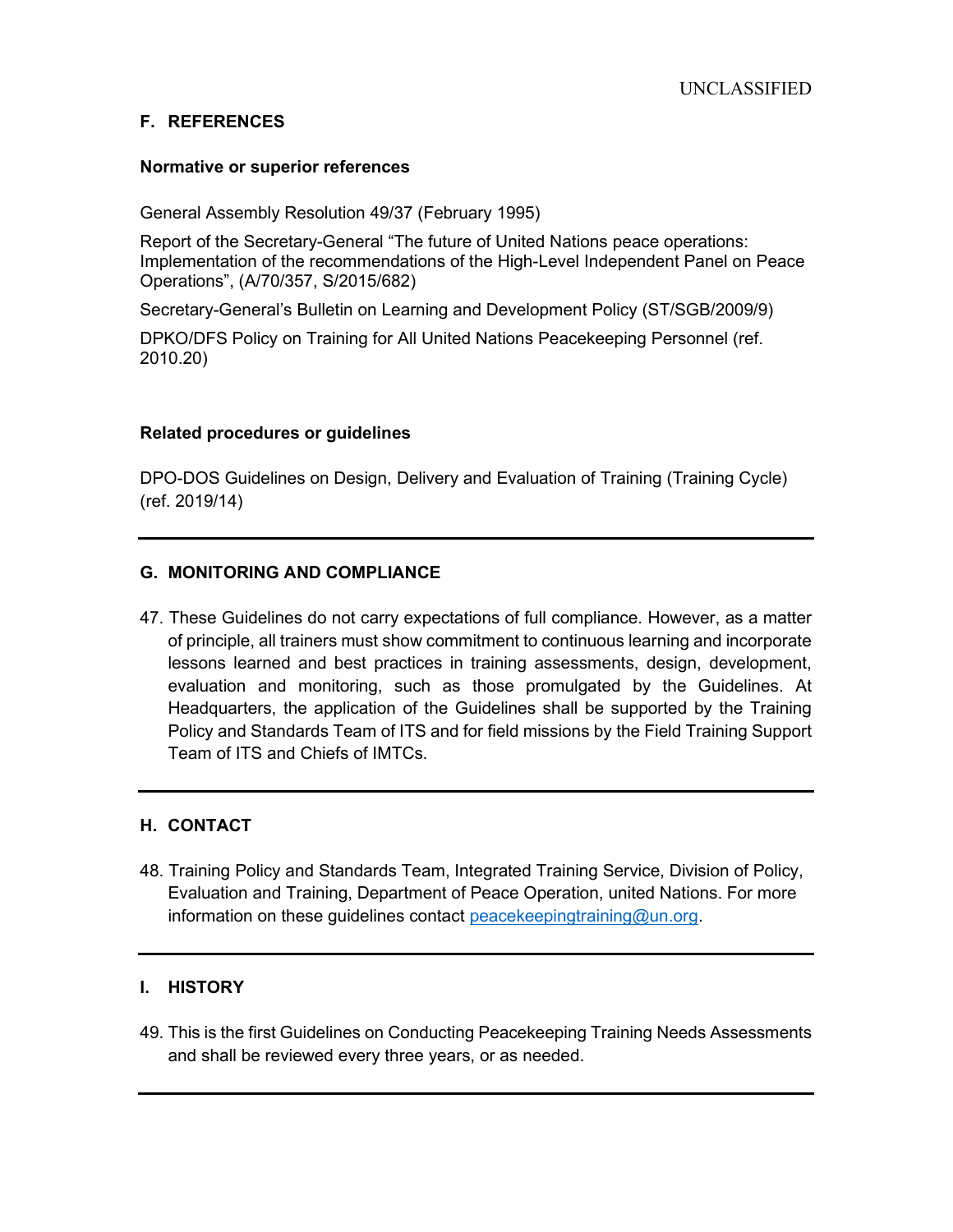## F. REFERENCES

**Normative or superior references**

General Assembly Resolution 49/37 (February 1995)

Report of the Secretary-General "The future of United Nations peace operations: Implementation of the recommendations of the High-Level Independent Panel on Peace Operations", (A/70/357, S/2015/682)

Secretary-General's Bulletin on Learning and Development Policy (ST/SGB/2009/9)

DPKO/DFS Policy on Training for All United Nations Peacekeeping Personnel (ref. 2010.20)

**Related procedures or guidelines**

DPO-DOS Guidelines on Design, Delivery and Evaluation of Training (Training Cycle) (ref. 2019/14)

---

## G. MONITORING AND COMPLIANCE

47. These Guidelines do not carry expectations of full compliance. However, as a matter of principle, all trainers must show commitment to continuous learning and incorporate lessons learned and best practices in training assessments, design, development, evaluation and monitoring, such as those promulgated by the Guidelines. At Headquarters, the application of the Guidelines shall be supported by the Training Policy and Standards Team of ITS and for field missions by the Field Training Support Team of ITS and Chiefs of IMTCs.

---

## H. CONTACT

48. Training Policy and Standards Team, Integrated Training Service, Division of Policy, Evaluation and Training, Department of Peace Operation, united Nations. For more information on these guidelines contact peacekeepingtraining@un.org.

---

## I. HISTORY

49. This is the first Guidelines on Conducting Peacekeeping Training Needs Assessments and shall be reviewed every three years, or as needed.

---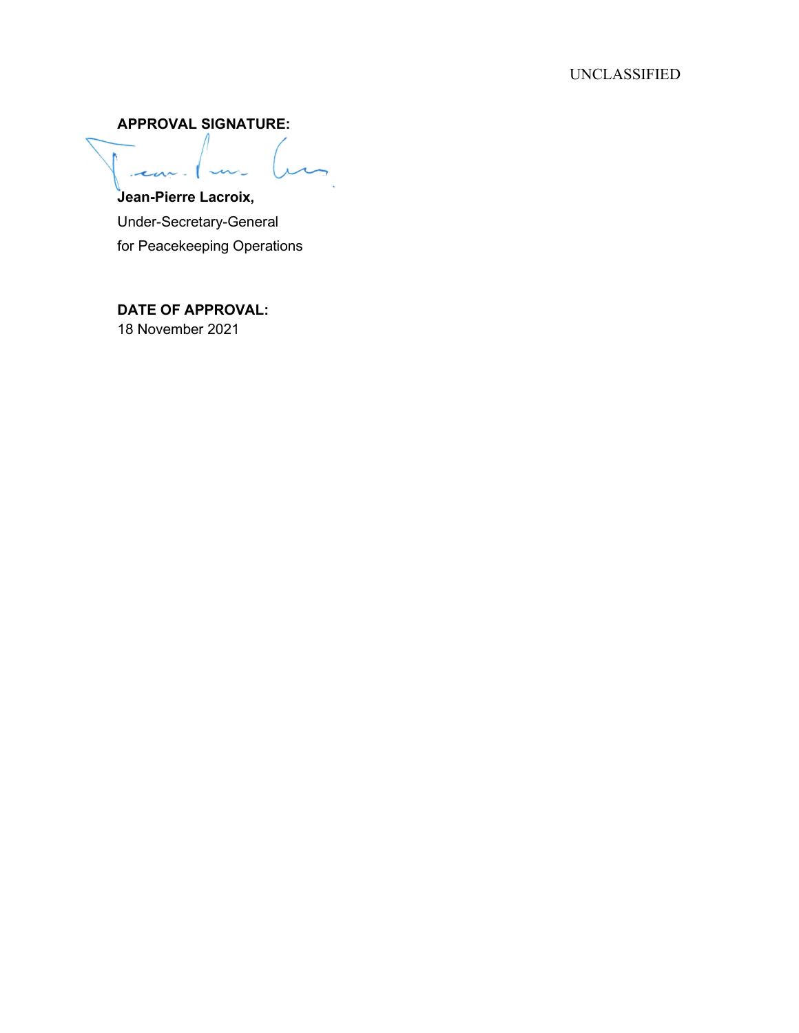**APPROVAL SIGNATURE:**

**Jean-Pierre Lacroix,**

Under-Secretary-General

for Peacekeeping Operations

**DATE OF APPROVAL:**

18 November 2021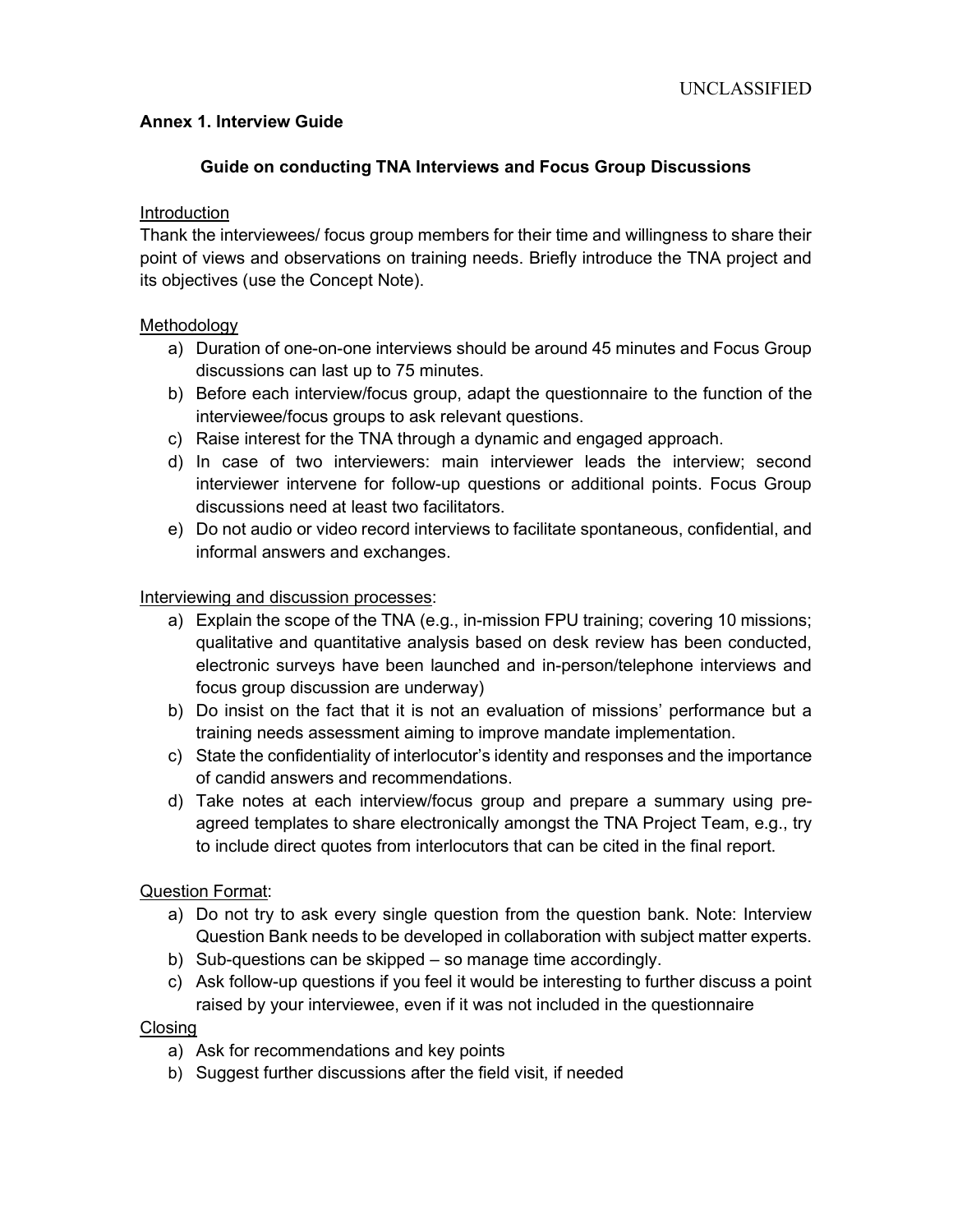**Annex 1. Interview Guide**

**Guide on conducting TNA Interviews and Focus Group Discussions**

Introduction

Thank the interviewees/ focus group members for their time and willingness to share their point of views and observations on training needs. Briefly introduce the TNA project and its objectives (use the Concept Note).

Methodology

a) Duration of one-on-one interviews should be around 45 minutes and Focus Group discussions can last up to 75 minutes.
b) Before each interview/focus group, adapt the questionnaire to the function of the interviewee/focus groups to ask relevant questions.
c) Raise interest for the TNA through a dynamic and engaged approach.
d) In case of two interviewers: main interviewer leads the interview; second interviewer intervene for follow-up questions or additional points. Focus Group discussions need at least two facilitators.
e) Do not audio or video record interviews to facilitate spontaneous, confidential, and informal answers and exchanges.

Interviewing and discussion processes:

a) Explain the scope of the TNA (e.g., in-mission FPU training; covering 10 missions; qualitative and quantitative analysis based on desk review has been conducted, electronic surveys have been launched and in-person/telephone interviews and focus group discussion are underway)
b) Do insist on the fact that it is not an evaluation of missions' performance but a training needs assessment aiming to improve mandate implementation.
c) State the confidentiality of interlocutor's identity and responses and the importance of candid answers and recommendations.
d) Take notes at each interview/focus group and prepare a summary using pre-agreed templates to share electronically amongst the TNA Project Team, e.g., try to include direct quotes from interlocutors that can be cited in the final report.

Question Format:

a) Do not try to ask every single question from the question bank. Note: Interview Question Bank needs to be developed in collaboration with subject matter experts.
b) Sub-questions can be skipped – so manage time accordingly.
c) Ask follow-up questions if you feel it would be interesting to further discuss a point raised by your interviewee, even if it was not included in the questionnaire

Closing

a) Ask for recommendations and key points
b) Suggest further discussions after the field visit, if needed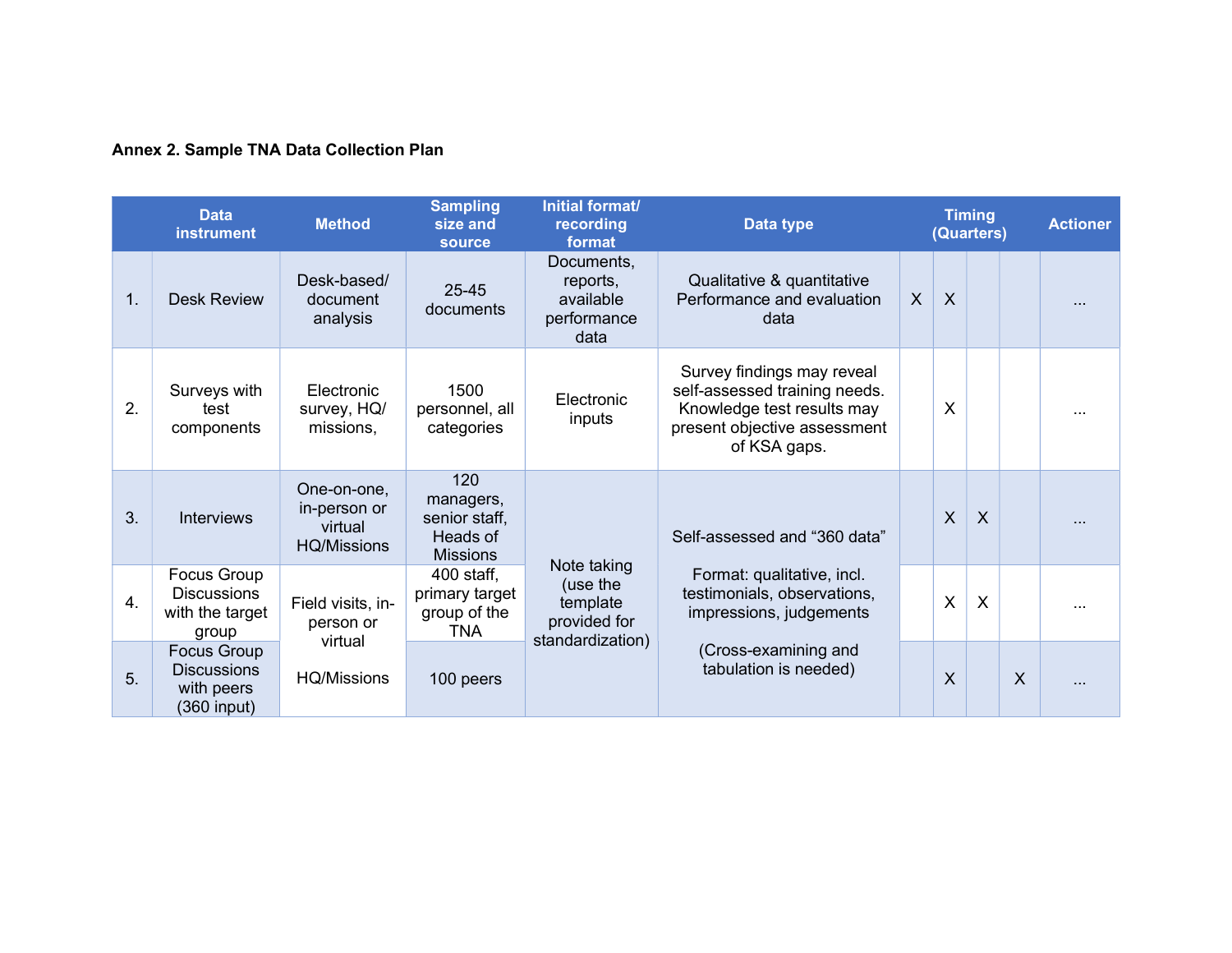**Annex 2. Sample TNA Data Collection Plan**

| | Data instrument | Method | Sampling size and source | Initial format/ recording format | Data type | Timing (Quarters) | | | | Actioner |
|---|---|---|---|---|---|---|---|---|---|---|
| 1. | Desk Review | Desk-based/ document analysis | 25-45 documents | Documents, reports, available performance data | Qualitative & quantitative Performance and evaluation data | X | X | | | ... |
| 2. | Surveys with test components | Electronic survey, HQ/ missions, | 1500 personnel, all categories | Electronic inputs | Survey findings may reveal self-assessed training needs. Knowledge test results may present objective assessment of KSA gaps. | | X | | | ... |
| 3. | Interviews | One-on-one, in-person or virtual HQ/Missions | 120 managers, senior staff, Heads of Missions | Note taking (use the template provided for standardization) | Self-assessed and “360 data” Format: qualitative, incl. testimonials, observations, impressions, judgements (Cross-examining and tabulation is needed) | | X | X | | ... |
| 4. | Focus Group Discussions with the target group | Field visits, in-person or virtual HQ/Missions | 400 staff, primary target group of the TNA | | | | X | X | | ... |
| 5. | Focus Group Discussions with peers (360 input) | | 100 peers | | | | X | | X | ... |